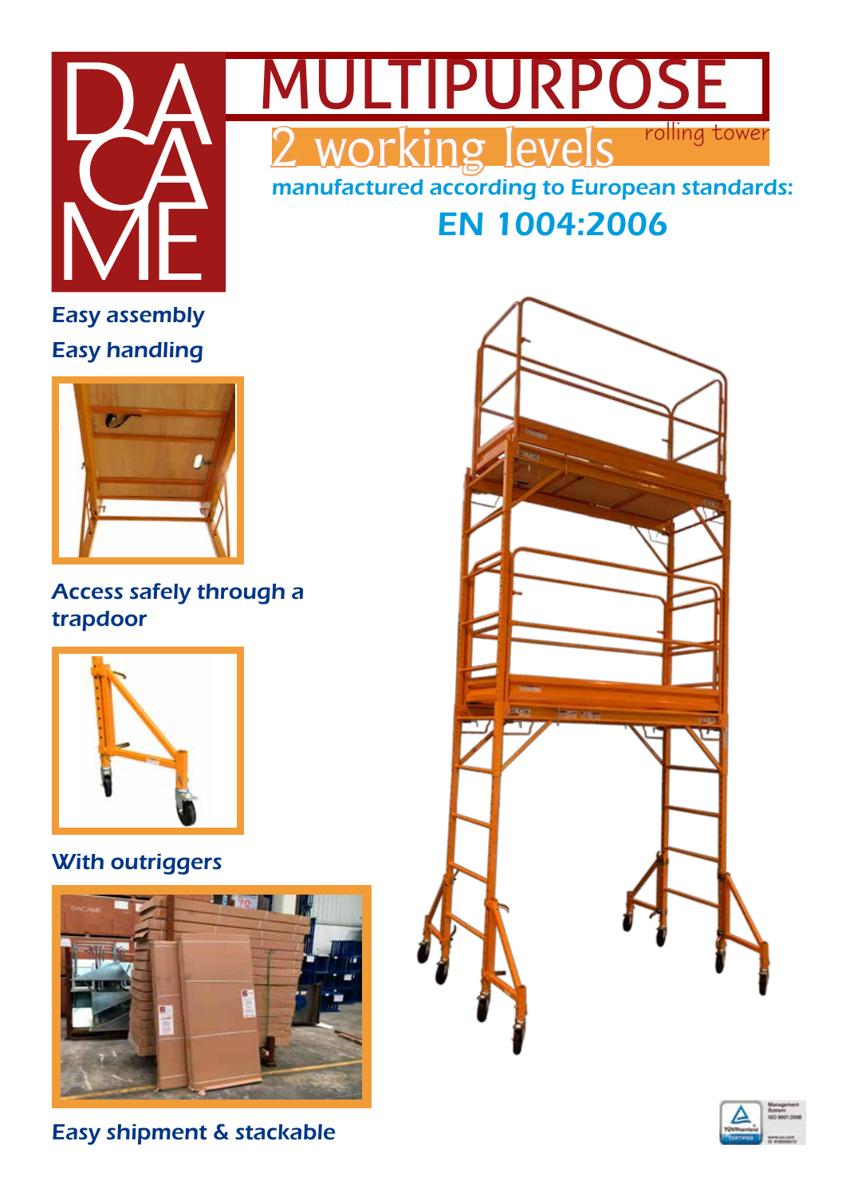DACAME

# MULTIPURPOSE

## 2 working levels

rolling tower

manufactured according to European standards:

**EN 1004:2006**

Easy assembly

Easy handling

Access safely through a trapdoor

With outriggers

Easy shipment & stackable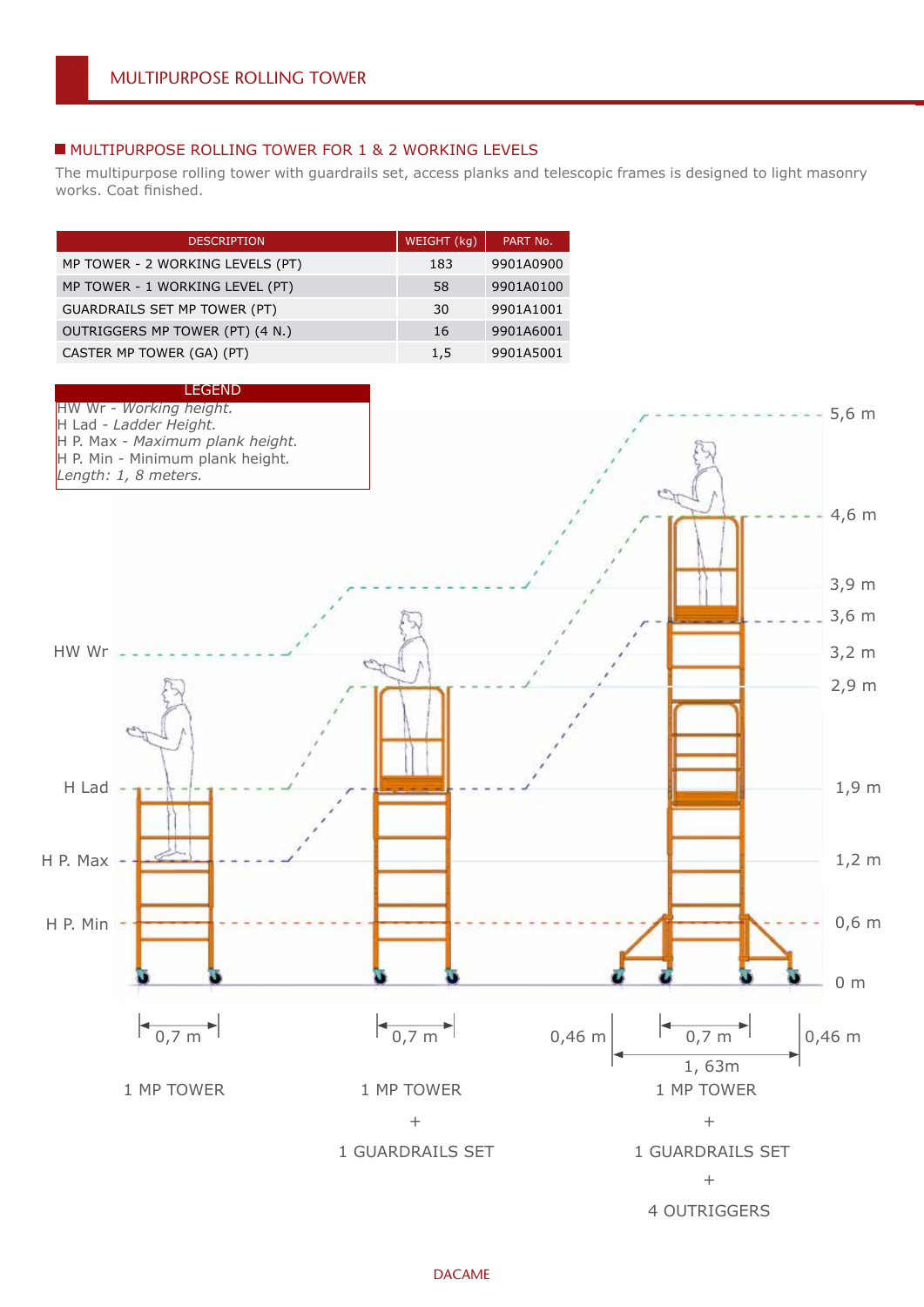# MULTIPURPOSE ROLLING TOWER

## MULTIPURPOSE ROLLING TOWER FOR 1 & 2 WORKING LEVELS

The multipurpose rolling tower with guardrails set, access planks and telescopic frames is designed to light masonry works. Coat finished.

| DESCRIPTION | WEIGHT (kg) | PART No. |
|---|---|---|
| MP TOWER - 2 WORKING LEVELS (PT) | 183 | 9901A0900 |
| MP TOWER - 1 WORKING LEVEL (PT) | 58 | 9901A0100 |
| GUARDRAILS SET MP TOWER (PT) | 30 | 9901A1001 |
| OUTRIGGERS MP TOWER (PT) (4 N.) | 16 | 9901A6001 |
| CASTER MP TOWER (GA) (PT) | 1,5 | 9901A5001 |

**LEGEND**

HW Wr - *Working height.*
H Lad - *Ladder Height.*
H P. Max - *Maximum plank height.*
H P. Min - Minimum plank height.
*Length: 1, 8 meters.*

HW Wr
H Lad
H P. Max
H P. Min

5,6 m
4,6 m
3,9 m
3,6 m
3,2 m
2,9 m
1,9 m
1,2 m
0,6 m
0 m

0,7 m — 1 MP TOWER

0,7 m — 1 MP TOWER + 1 GUARDRAILS SET

0,46 m | 0,7 m | 0,46 m — 1, 63m — 1 MP TOWER + 1 GUARDRAILS SET + 4 OUTRIGGERS

DACAME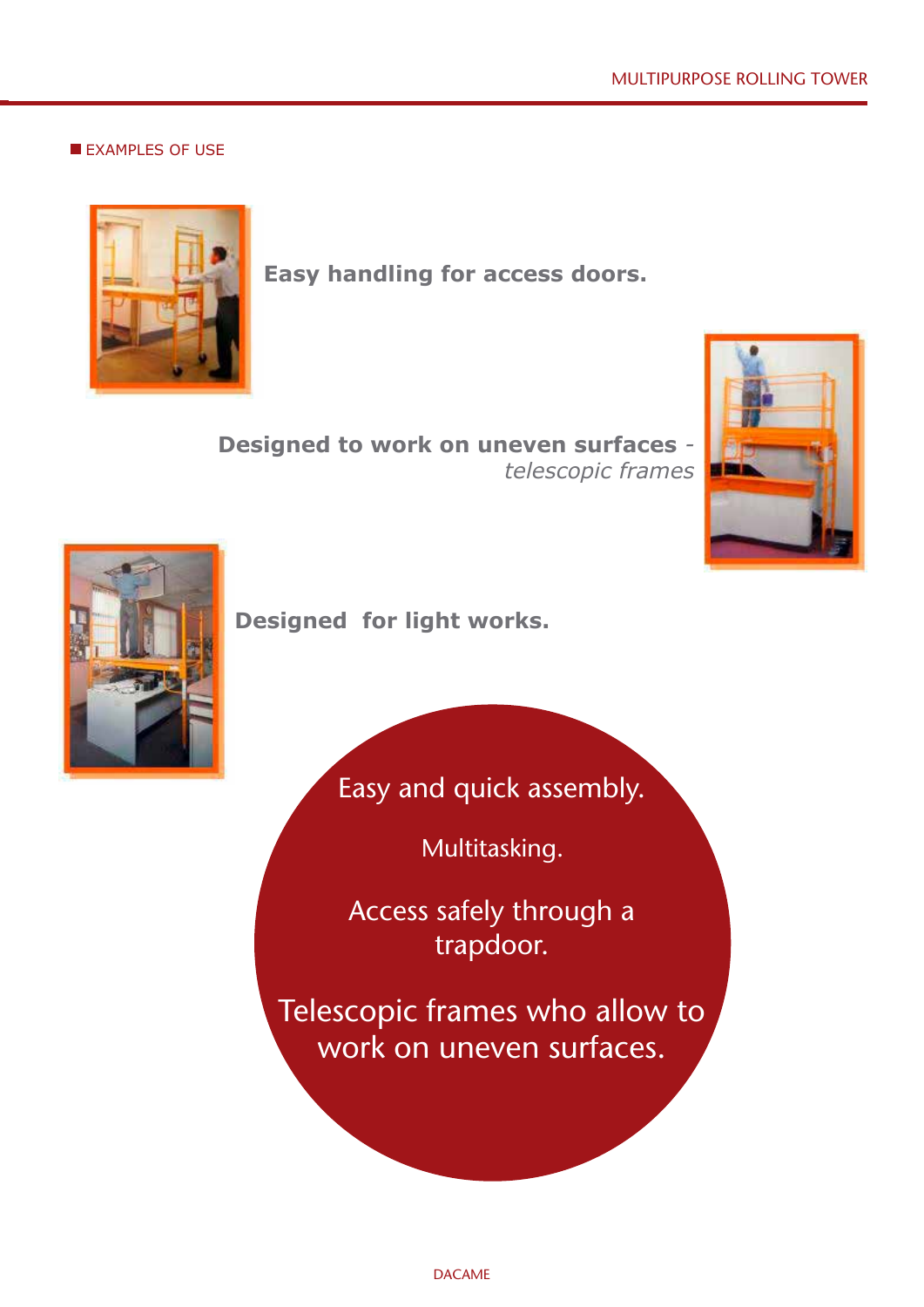## EXAMPLES OF USE

**Easy handling for access doors.**

**Designed to work on uneven surfaces** - *telescopic frames*

**Designed for light works.**

Easy and quick assembly.

Multitasking.

Access safely through a trapdoor.

Telescopic frames who allow to work on uneven surfaces.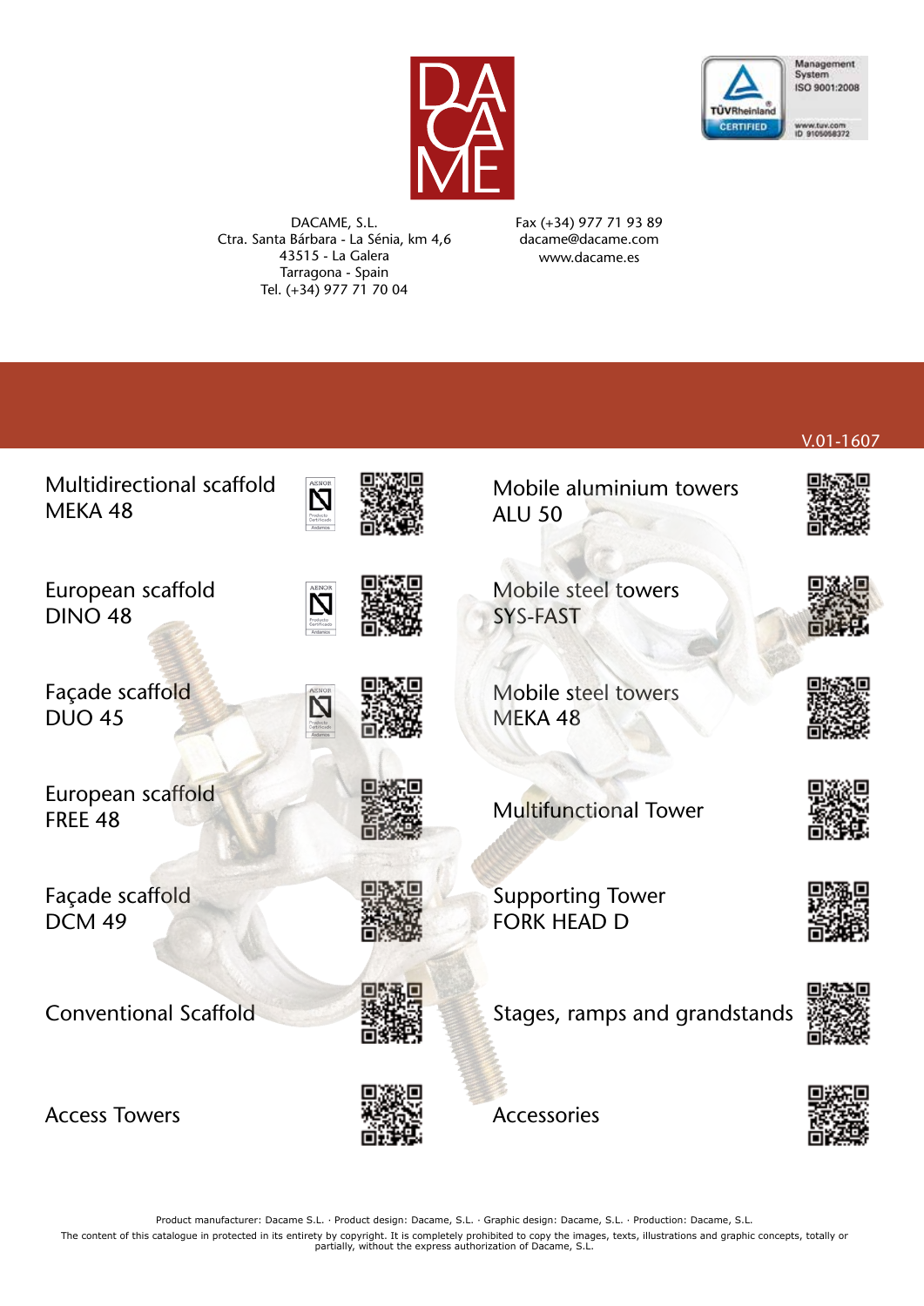DACAME, S.L.
Ctra. Santa Bárbara - La Sénia, km 4,6
43515 - La Galera
Tarragona - Spain
Tel. (+34) 977 71 70 04

Fax (+34) 977 71 93 89
dacame@dacame.com
www.dacame.es

Management System
ISO 9001:2008
www.tuv.com
ID 9105058372

V.01-1607

Multidirectional scaffold
MEKA 48

European scaffold
DINO 48

Façade scaffold
DUO 45

European scaffold
FREE 48

Façade scaffold
DCM 49

Conventional Scaffold

Access Towers

Mobile aluminium towers
ALU 50

Mobile steel towers
SYS-FAST

Mobile steel towers
MEKA 48

Multifunctional Tower

Supporting Tower
FORK HEAD D

Stages, ramps and grandstands

Accessories

Product manufacturer: Dacame S.L. · Product design: Dacame, S.L. · Graphic design: Dacame, S.L. · Production: Dacame, S.L.

The content of this catalogue in protected in its entirety by copyright. It is completely prohibited to copy the images, texts, illustrations and graphic concepts, totally or partially, without the express authorization of Dacame, S.L.